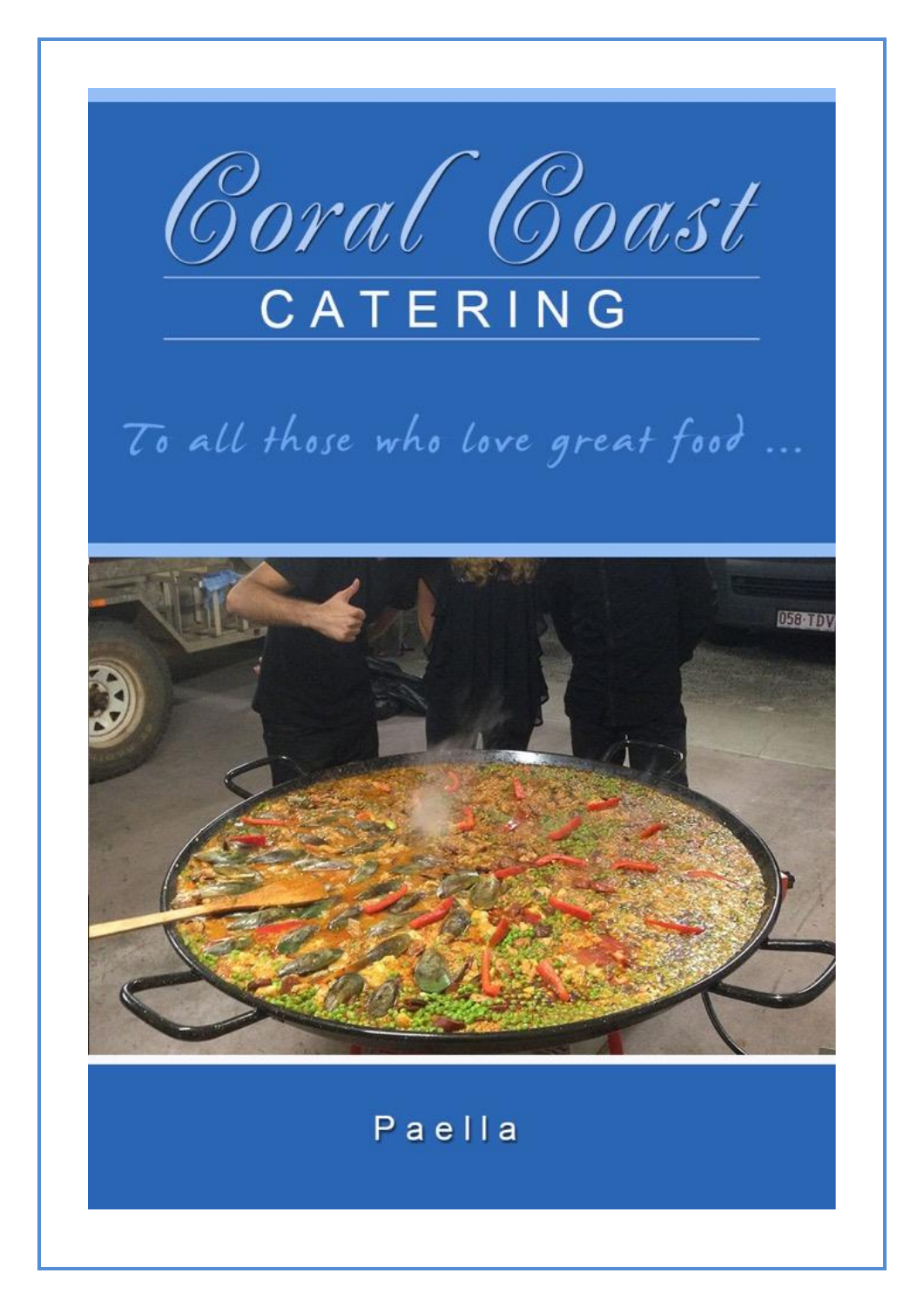# Coral Coast

## CATERING

*To all those who love great food ...*

Paella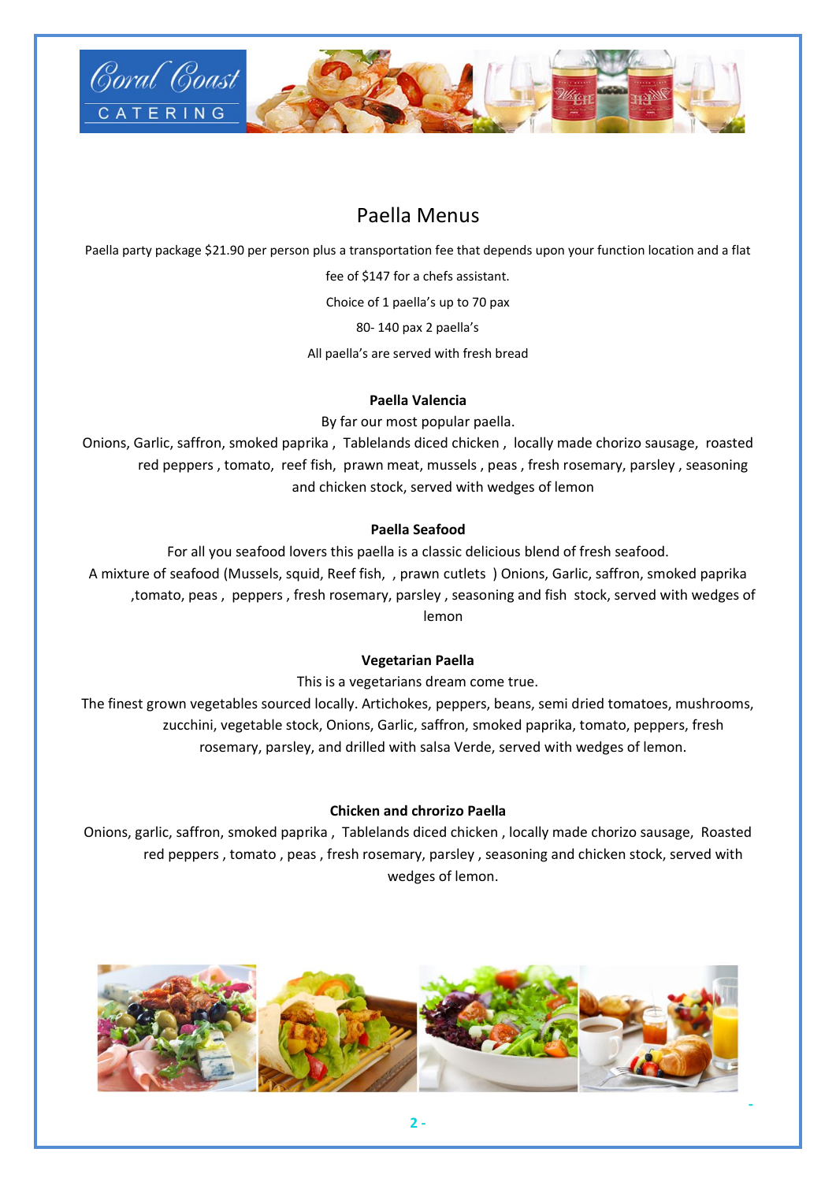# Paella Menus

Paella party package $21.90 per person plus a transportation fee that depends upon your function location and a flat fee of $147 for a chefs assistant.

Choice of 1 paella's up to 70 pax

80- 140 pax 2 paella's

All paella's are served with fresh bread

**Paella Valencia**

By far our most popular paella.

Onions, Garlic, saffron, smoked paprika , Tablelands diced chicken , locally made chorizo sausage, roasted red peppers , tomato, reef fish, prawn meat, mussels , peas , fresh rosemary, parsley , seasoning and chicken stock, served with wedges of lemon

**Paella Seafood**

For all you seafood lovers this paella is a classic delicious blend of fresh seafood.

A mixture of seafood (Mussels, squid, Reef fish, , prawn cutlets ) Onions, Garlic, saffron, smoked paprika ,tomato, peas , peppers , fresh rosemary, parsley , seasoning and fish stock, served with wedges of lemon

**Vegetarian Paella**

This is a vegetarians dream come true.

The finest grown vegetables sourced locally. Artichokes, peppers, beans, semi dried tomatoes, mushrooms, zucchini, vegetable stock, Onions, Garlic, saffron, smoked paprika, tomato, peppers, fresh rosemary, parsley, and drilled with salsa Verde, served with wedges of lemon.

**Chicken and chrorizo Paella**

Onions, garlic, saffron, smoked paprika , Tablelands diced chicken , locally made chorizo sausage, Roasted red peppers , tomato , peas , fresh rosemary, parsley , seasoning and chicken stock, served with wedges of lemon.